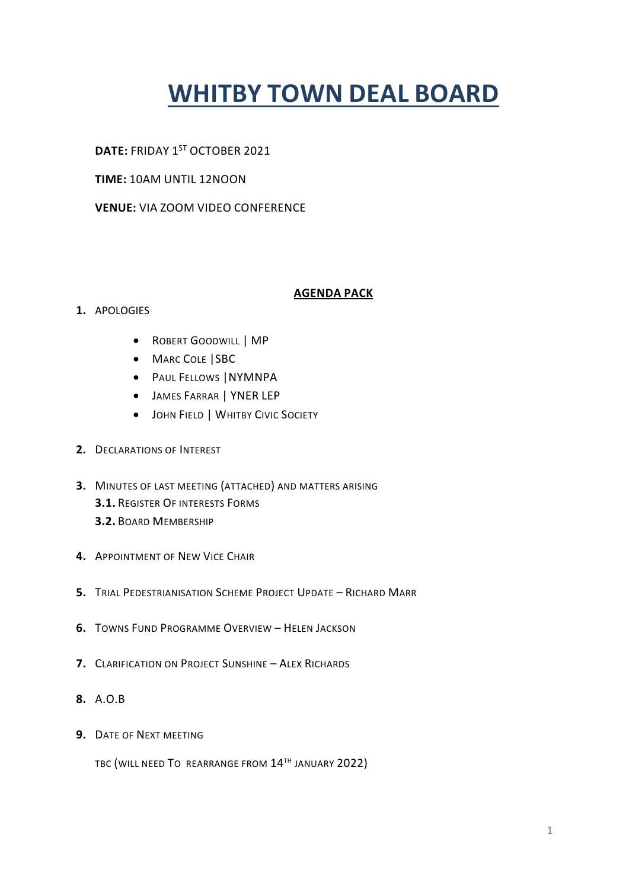# WHITBY TOWN DEAL BOARD

**DATE:** FRIDAY 1ST OCTOBER 2021

**TIME:** 10AM UNTIL 12NOON

**VENUE:** VIA ZOOM VIDEO CONFERENCE

**AGENDA PACK**

1. APOLOGIES
   - ROBERT GOODWILL | MP
   - MARC COLE |SBC
   - PAUL FELLOWS |NYMNPA
   - JAMES FARRAR | YNER LEP
   - JOHN FIELD | WHITBY CIVIC SOCIETY

2. DECLARATIONS OF INTEREST

3. MINUTES OF LAST MEETING (ATTACHED) AND MATTERS ARISING

   **3.1.** REGISTER OF INTERESTS FORMS

   **3.2.** BOARD MEMBERSHIP

4. APPOINTMENT OF NEW VICE CHAIR

5. TRIAL PEDESTRIANISATION SCHEME PROJECT UPDATE – RICHARD MARR

6. TOWNS FUND PROGRAMME OVERVIEW – HELEN JACKSON

7. CLARIFICATION ON PROJECT SUNSHINE – ALEX RICHARDS

8. A.O.B

9. DATE OF NEXT MEETING

   TBC (WILL NEED TO REARRANGE FROM 14TH JANUARY 2022)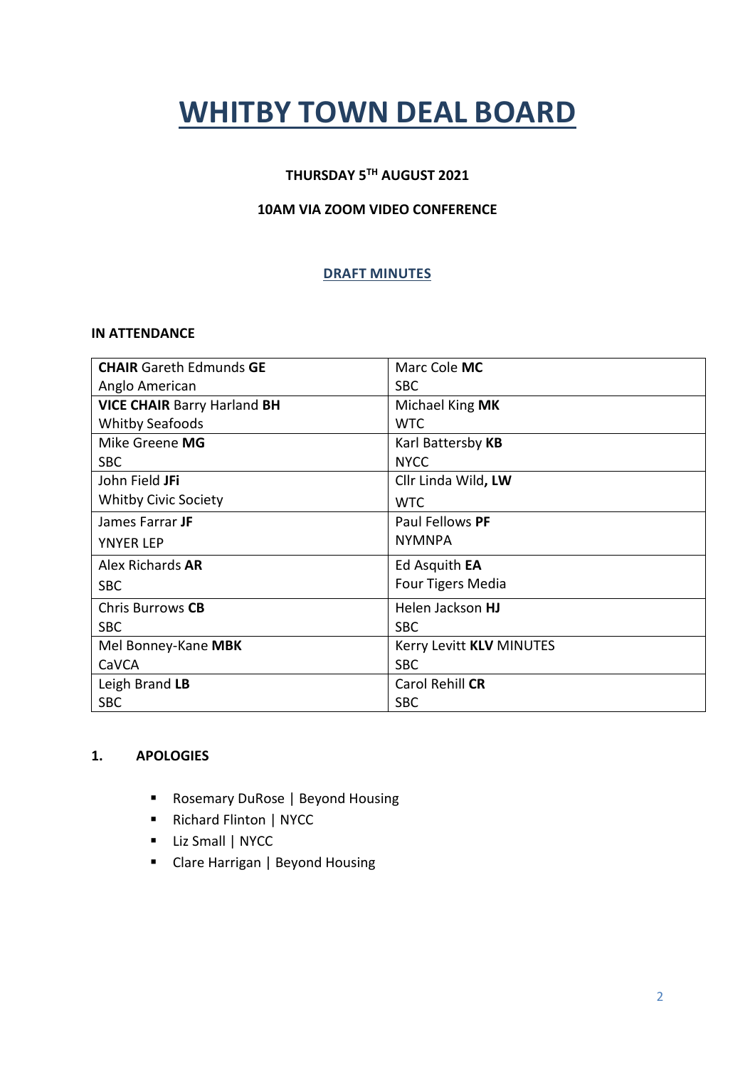# WHITBY TOWN DEAL BOARD

**THURSDAY 5TH AUGUST 2021**

**10AM VIA ZOOM VIDEO CONFERENCE**

**DRAFT MINUTES**

**IN ATTENDANCE**

| | |
|---|---|
| **CHAIR** Gareth Edmunds **GE**<br>Anglo American | Marc Cole **MC**<br>SBC |
| **VICE CHAIR** Barry Harland **BH**<br>Whitby Seafoods | Michael King **MK**<br>WTC |
| Mike Greene **MG**<br>SBC | Karl Battersby **KB**<br>NYCC |
| John Field **JFi**<br>Whitby Civic Society | Cllr Linda Wild**, LW**<br>WTC |
| James Farrar **JF**<br>YNYER LEP | Paul Fellows **PF**<br>NYMNPA |
| Alex Richards **AR**<br>SBC | Ed Asquith **EA**<br>Four Tigers Media |
| Chris Burrows **CB**<br>SBC | Helen Jackson **HJ**<br>SBC |
| Mel Bonney-Kane **MBK**<br>CaVCA | Kerry Levitt **KLV** MINUTES<br>SBC |
| Leigh Brand **LB**<br>SBC | Carol Rehill **CR**<br>SBC |

## 1. APOLOGIES

- Rosemary DuRose | Beyond Housing
- Richard Flinton | NYCC
- Liz Small | NYCC
- Clare Harrigan | Beyond Housing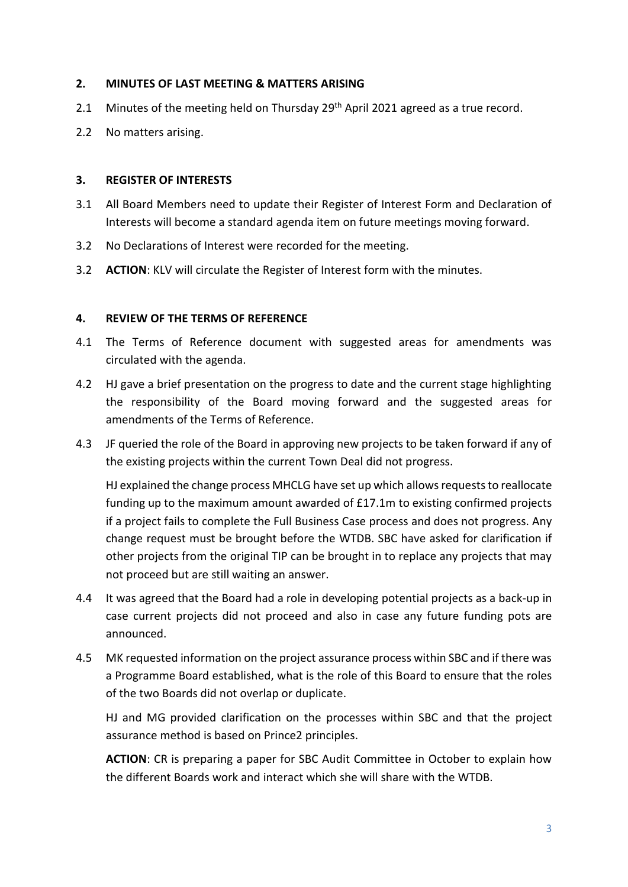## 2. MINUTES OF LAST MEETING & MATTERS ARISING

2.1 Minutes of the meeting held on Thursday 29th April 2021 agreed as a true record.

2.2 No matters arising.

## 3. REGISTER OF INTERESTS

3.1 All Board Members need to update their Register of Interest Form and Declaration of Interests will become a standard agenda item on future meetings moving forward.

3.2 No Declarations of Interest were recorded for the meeting.

3.2 **ACTION**: KLV will circulate the Register of Interest form with the minutes.

## 4. REVIEW OF THE TERMS OF REFERENCE

4.1 The Terms of Reference document with suggested areas for amendments was circulated with the agenda.

4.2 HJ gave a brief presentation on the progress to date and the current stage highlighting the responsibility of the Board moving forward and the suggested areas for amendments of the Terms of Reference.

4.3 JF queried the role of the Board in approving new projects to be taken forward if any of the existing projects within the current Town Deal did not progress.

HJ explained the change process MHCLG have set up which allows requests to reallocate funding up to the maximum amount awarded of £17.1m to existing confirmed projects if a project fails to complete the Full Business Case process and does not progress. Any change request must be brought before the WTDB. SBC have asked for clarification if other projects from the original TIP can be brought in to replace any projects that may not proceed but are still waiting an answer.

4.4 It was agreed that the Board had a role in developing potential projects as a back-up in case current projects did not proceed and also in case any future funding pots are announced.

4.5 MK requested information on the project assurance process within SBC and if there was a Programme Board established, what is the role of this Board to ensure that the roles of the two Boards did not overlap or duplicate.

HJ and MG provided clarification on the processes within SBC and that the project assurance method is based on Prince2 principles.

**ACTION**: CR is preparing a paper for SBC Audit Committee in October to explain how the different Boards work and interact which she will share with the WTDB.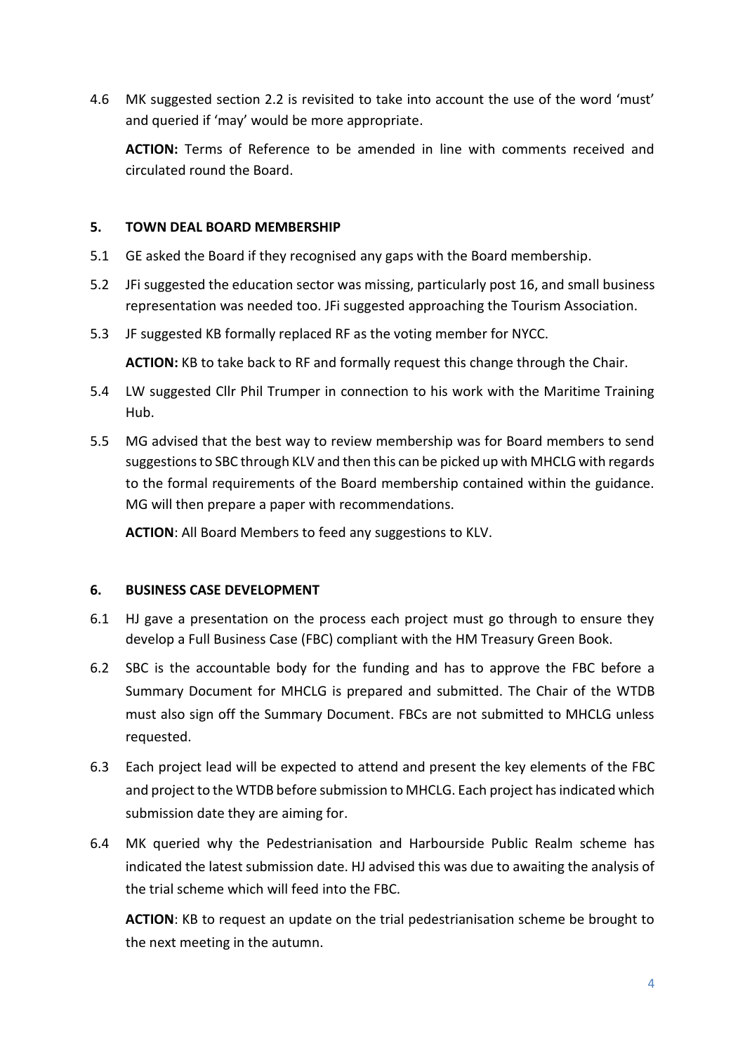4.6 MK suggested section 2.2 is revisited to take into account the use of the word 'must' and queried if 'may' would be more appropriate.

**ACTION:** Terms of Reference to be amended in line with comments received and circulated round the Board.

## 5. TOWN DEAL BOARD MEMBERSHIP

5.1 GE asked the Board if they recognised any gaps with the Board membership.

5.2 JFi suggested the education sector was missing, particularly post 16, and small business representation was needed too. JFi suggested approaching the Tourism Association.

5.3 JF suggested KB formally replaced RF as the voting member for NYCC.

**ACTION:** KB to take back to RF and formally request this change through the Chair.

5.4 LW suggested Cllr Phil Trumper in connection to his work with the Maritime Training Hub.

5.5 MG advised that the best way to review membership was for Board members to send suggestions to SBC through KLV and then this can be picked up with MHCLG with regards to the formal requirements of the Board membership contained within the guidance. MG will then prepare a paper with recommendations.

**ACTION**: All Board Members to feed any suggestions to KLV.

## 6. BUSINESS CASE DEVELOPMENT

6.1 HJ gave a presentation on the process each project must go through to ensure they develop a Full Business Case (FBC) compliant with the HM Treasury Green Book.

6.2 SBC is the accountable body for the funding and has to approve the FBC before a Summary Document for MHCLG is prepared and submitted. The Chair of the WTDB must also sign off the Summary Document. FBCs are not submitted to MHCLG unless requested.

6.3 Each project lead will be expected to attend and present the key elements of the FBC and project to the WTDB before submission to MHCLG. Each project has indicated which submission date they are aiming for.

6.4 MK queried why the Pedestrianisation and Harbourside Public Realm scheme has indicated the latest submission date. HJ advised this was due to awaiting the analysis of the trial scheme which will feed into the FBC.

**ACTION**: KB to request an update on the trial pedestrianisation scheme be brought to the next meeting in the autumn.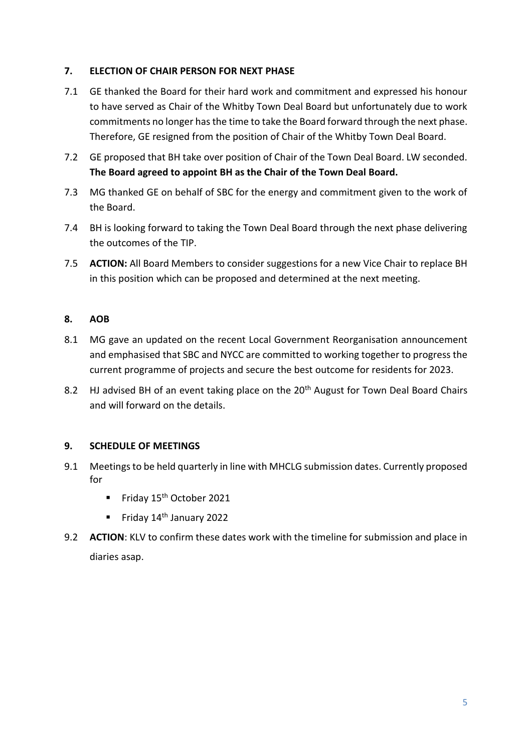## 7. ELECTION OF CHAIR PERSON FOR NEXT PHASE

7.1 GE thanked the Board for their hard work and commitment and expressed his honour to have served as Chair of the Whitby Town Deal Board but unfortunately due to work commitments no longer has the time to take the Board forward through the next phase. Therefore, GE resigned from the position of Chair of the Whitby Town Deal Board.

7.2 GE proposed that BH take over position of Chair of the Town Deal Board. LW seconded. **The Board agreed to appoint BH as the Chair of the Town Deal Board.**

7.3 MG thanked GE on behalf of SBC for the energy and commitment given to the work of the Board.

7.4 BH is looking forward to taking the Town Deal Board through the next phase delivering the outcomes of the TIP.

7.5 **ACTION:** All Board Members to consider suggestions for a new Vice Chair to replace BH in this position which can be proposed and determined at the next meeting.

## 8. AOB

8.1 MG gave an updated on the recent Local Government Reorganisation announcement and emphasised that SBC and NYCC are committed to working together to progress the current programme of projects and secure the best outcome for residents for 2023.

8.2 HJ advised BH of an event taking place on the 20th August for Town Deal Board Chairs and will forward on the details.

## 9. SCHEDULE OF MEETINGS

9.1 Meetings to be held quarterly in line with MHCLG submission dates. Currently proposed for

- Friday 15th October 2021
- Friday 14th January 2022

9.2 **ACTION**: KLV to confirm these dates work with the timeline for submission and place in diaries asap.